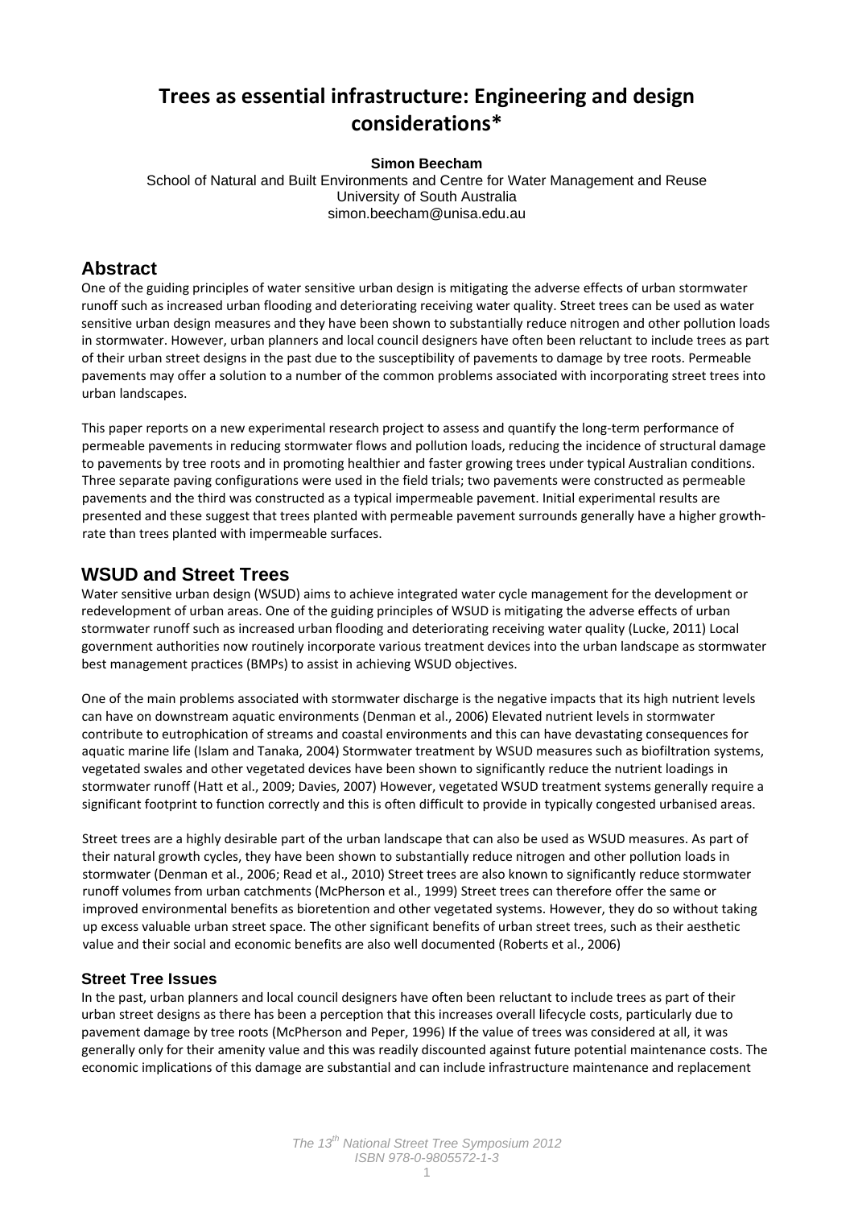# Trees as essential infrastructure: Engineering and design considerations*

**Simon Beecham**

School of Natural and Built Environments and Centre for Water Management and Reuse
University of South Australia
simon.beecham@unisa.edu.au

## Abstract

One of the guiding principles of water sensitive urban design is mitigating the adverse effects of urban stormwater runoff such as increased urban flooding and deteriorating receiving water quality. Street trees can be used as water sensitive urban design measures and they have been shown to substantially reduce nitrogen and other pollution loads in stormwater. However, urban planners and local council designers have often been reluctant to include trees as part of their urban street designs in the past due to the susceptibility of pavements to damage by tree roots. Permeable pavements may offer a solution to a number of the common problems associated with incorporating street trees into urban landscapes.

This paper reports on a new experimental research project to assess and quantify the long-term performance of permeable pavements in reducing stormwater flows and pollution loads, reducing the incidence of structural damage to pavements by tree roots and in promoting healthier and faster growing trees under typical Australian conditions. Three separate paving configurations were used in the field trials; two pavements were constructed as permeable pavements and the third was constructed as a typical impermeable pavement. Initial experimental results are presented and these suggest that trees planted with permeable pavement surrounds generally have a higher growth-rate than trees planted with impermeable surfaces.

## WSUD and Street Trees

Water sensitive urban design (WSUD) aims to achieve integrated water cycle management for the development or redevelopment of urban areas. One of the guiding principles of WSUD is mitigating the adverse effects of urban stormwater runoff such as increased urban flooding and deteriorating receiving water quality (Lucke, 2011) Local government authorities now routinely incorporate various treatment devices into the urban landscape as stormwater best management practices (BMPs) to assist in achieving WSUD objectives.

One of the main problems associated with stormwater discharge is the negative impacts that its high nutrient levels can have on downstream aquatic environments (Denman et al., 2006) Elevated nutrient levels in stormwater contribute to eutrophication of streams and coastal environments and this can have devastating consequences for aquatic marine life (Islam and Tanaka, 2004) Stormwater treatment by WSUD measures such as biofiltration systems, vegetated swales and other vegetated devices have been shown to significantly reduce the nutrient loadings in stormwater runoff (Hatt et al., 2009; Davies, 2007) However, vegetated WSUD treatment systems generally require a significant footprint to function correctly and this is often difficult to provide in typically congested urbanised areas.

Street trees are a highly desirable part of the urban landscape that can also be used as WSUD measures. As part of their natural growth cycles, they have been shown to substantially reduce nitrogen and other pollution loads in stormwater (Denman et al., 2006; Read et al., 2010) Street trees are also known to significantly reduce stormwater runoff volumes from urban catchments (McPherson et al., 1999) Street trees can therefore offer the same or improved environmental benefits as bioretention and other vegetated systems. However, they do so without taking up excess valuable urban street space. The other significant benefits of urban street trees, such as their aesthetic value and their social and economic benefits are also well documented (Roberts et al., 2006)

### Street Tree Issues

In the past, urban planners and local council designers have often been reluctant to include trees as part of their urban street designs as there has been a perception that this increases overall lifecycle costs, particularly due to pavement damage by tree roots (McPherson and Peper, 1996) If the value of trees was considered at all, it was generally only for their amenity value and this was readily discounted against future potential maintenance costs. The economic implications of this damage are substantial and can include infrastructure maintenance and replacement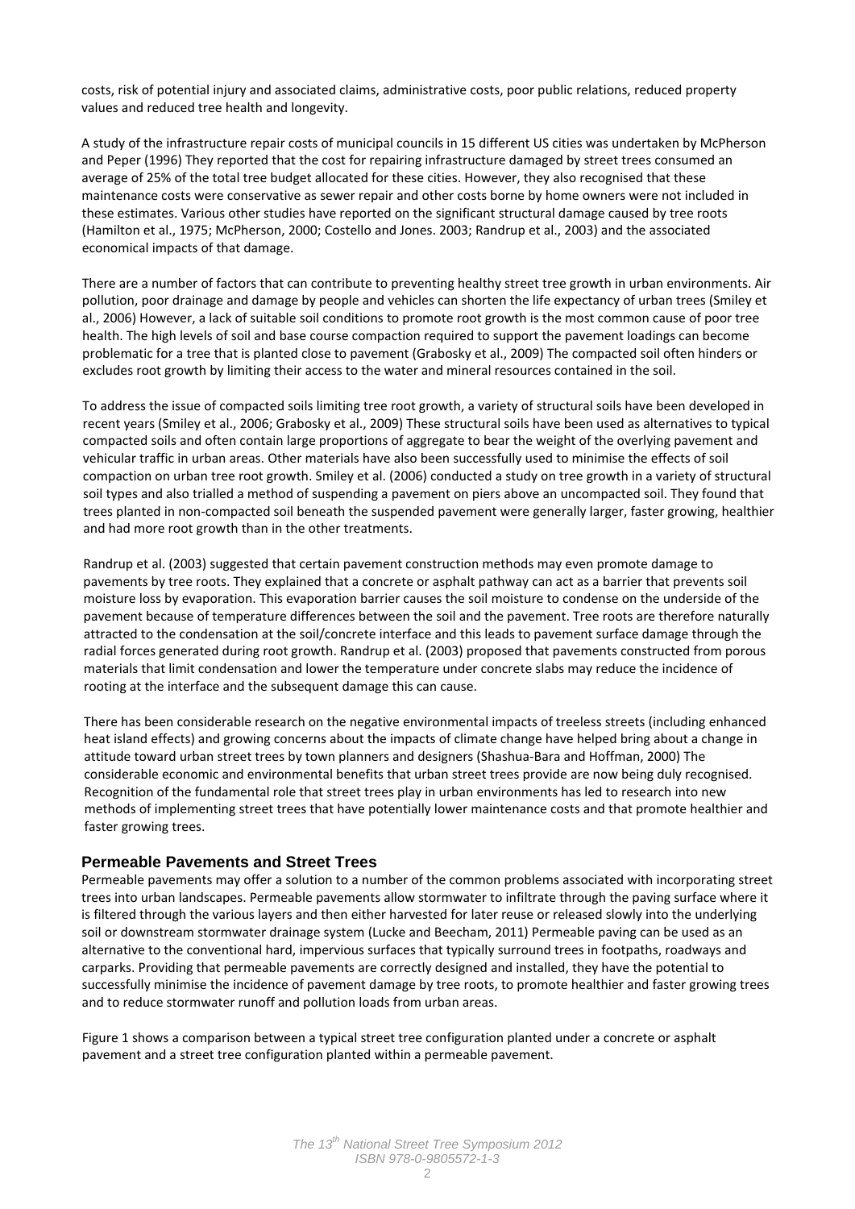costs, risk of potential injury and associated claims, administrative costs, poor public relations, reduced property values and reduced tree health and longevity.

A study of the infrastructure repair costs of municipal councils in 15 different US cities was undertaken by McPherson and Peper (1996) They reported that the cost for repairing infrastructure damaged by street trees consumed an average of 25% of the total tree budget allocated for these cities. However, they also recognised that these maintenance costs were conservative as sewer repair and other costs borne by home owners were not included in these estimates. Various other studies have reported on the significant structural damage caused by tree roots (Hamilton et al., 1975; McPherson, 2000; Costello and Jones. 2003; Randrup et al., 2003) and the associated economical impacts of that damage.

There are a number of factors that can contribute to preventing healthy street tree growth in urban environments. Air pollution, poor drainage and damage by people and vehicles can shorten the life expectancy of urban trees (Smiley et al., 2006) However, a lack of suitable soil conditions to promote root growth is the most common cause of poor tree health. The high levels of soil and base course compaction required to support the pavement loadings can become problematic for a tree that is planted close to pavement (Grabosky et al., 2009) The compacted soil often hinders or excludes root growth by limiting their access to the water and mineral resources contained in the soil.

To address the issue of compacted soils limiting tree root growth, a variety of structural soils have been developed in recent years (Smiley et al., 2006; Grabosky et al., 2009) These structural soils have been used as alternatives to typical compacted soils and often contain large proportions of aggregate to bear the weight of the overlying pavement and vehicular traffic in urban areas. Other materials have also been successfully used to minimise the effects of soil compaction on urban tree root growth. Smiley et al. (2006) conducted a study on tree growth in a variety of structural soil types and also trialled a method of suspending a pavement on piers above an uncompacted soil. They found that trees planted in non-compacted soil beneath the suspended pavement were generally larger, faster growing, healthier and had more root growth than in the other treatments.

Randrup et al. (2003) suggested that certain pavement construction methods may even promote damage to pavements by tree roots. They explained that a concrete or asphalt pathway can act as a barrier that prevents soil moisture loss by evaporation. This evaporation barrier causes the soil moisture to condense on the underside of the pavement because of temperature differences between the soil and the pavement. Tree roots are therefore naturally attracted to the condensation at the soil/concrete interface and this leads to pavement surface damage through the radial forces generated during root growth. Randrup et al. (2003) proposed that pavements constructed from porous materials that limit condensation and lower the temperature under concrete slabs may reduce the incidence of rooting at the interface and the subsequent damage this can cause.

There has been considerable research on the negative environmental impacts of treeless streets (including enhanced heat island effects) and growing concerns about the impacts of climate change have helped bring about a change in attitude toward urban street trees by town planners and designers (Shashua-Bara and Hoffman, 2000) The considerable economic and environmental benefits that urban street trees provide are now being duly recognised. Recognition of the fundamental role that street trees play in urban environments has led to research into new methods of implementing street trees that have potentially lower maintenance costs and that promote healthier and faster growing trees.

## Permeable Pavements and Street Trees

Permeable pavements may offer a solution to a number of the common problems associated with incorporating street trees into urban landscapes. Permeable pavements allow stormwater to infiltrate through the paving surface where it is filtered through the various layers and then either harvested for later reuse or released slowly into the underlying soil or downstream stormwater drainage system (Lucke and Beecham, 2011) Permeable paving can be used as an alternative to the conventional hard, impervious surfaces that typically surround trees in footpaths, roadways and carparks. Providing that permeable pavements are correctly designed and installed, they have the potential to successfully minimise the incidence of pavement damage by tree roots, to promote healthier and faster growing trees and to reduce stormwater runoff and pollution loads from urban areas.

Figure 1 shows a comparison between a typical street tree configuration planted under a concrete or asphalt pavement and a street tree configuration planted within a permeable pavement.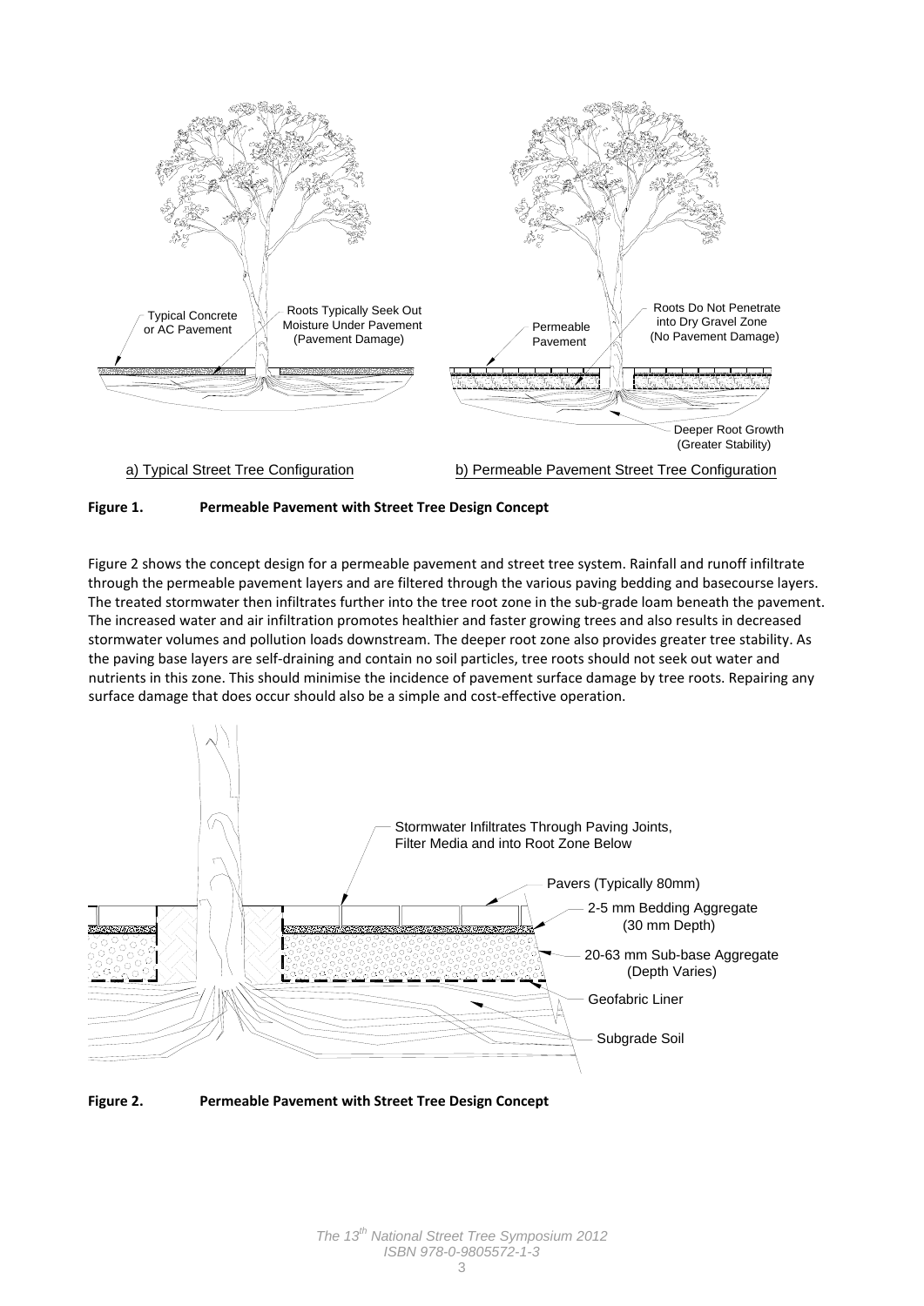a) Typical Street Tree Configuration

b) Permeable Pavement Street Tree Configuration

**Figure 1. Permeable Pavement with Street Tree Design Concept**

Figure 2 shows the concept design for a permeable pavement and street tree system. Rainfall and runoff infiltrate through the permeable pavement layers and are filtered through the various paving bedding and basecourse layers. The treated stormwater then infiltrates further into the tree root zone in the sub-grade loam beneath the pavement. The increased water and air infiltration promotes healthier and faster growing trees and also results in decreased stormwater volumes and pollution loads downstream. The deeper root zone also provides greater tree stability. As the paving base layers are self-draining and contain no soil particles, tree roots should not seek out water and nutrients in this zone. This should minimise the incidence of pavement surface damage by tree roots. Repairing any surface damage that does occur should also be a simple and cost-effective operation.

**Figure 2. Permeable Pavement with Street Tree Design Concept**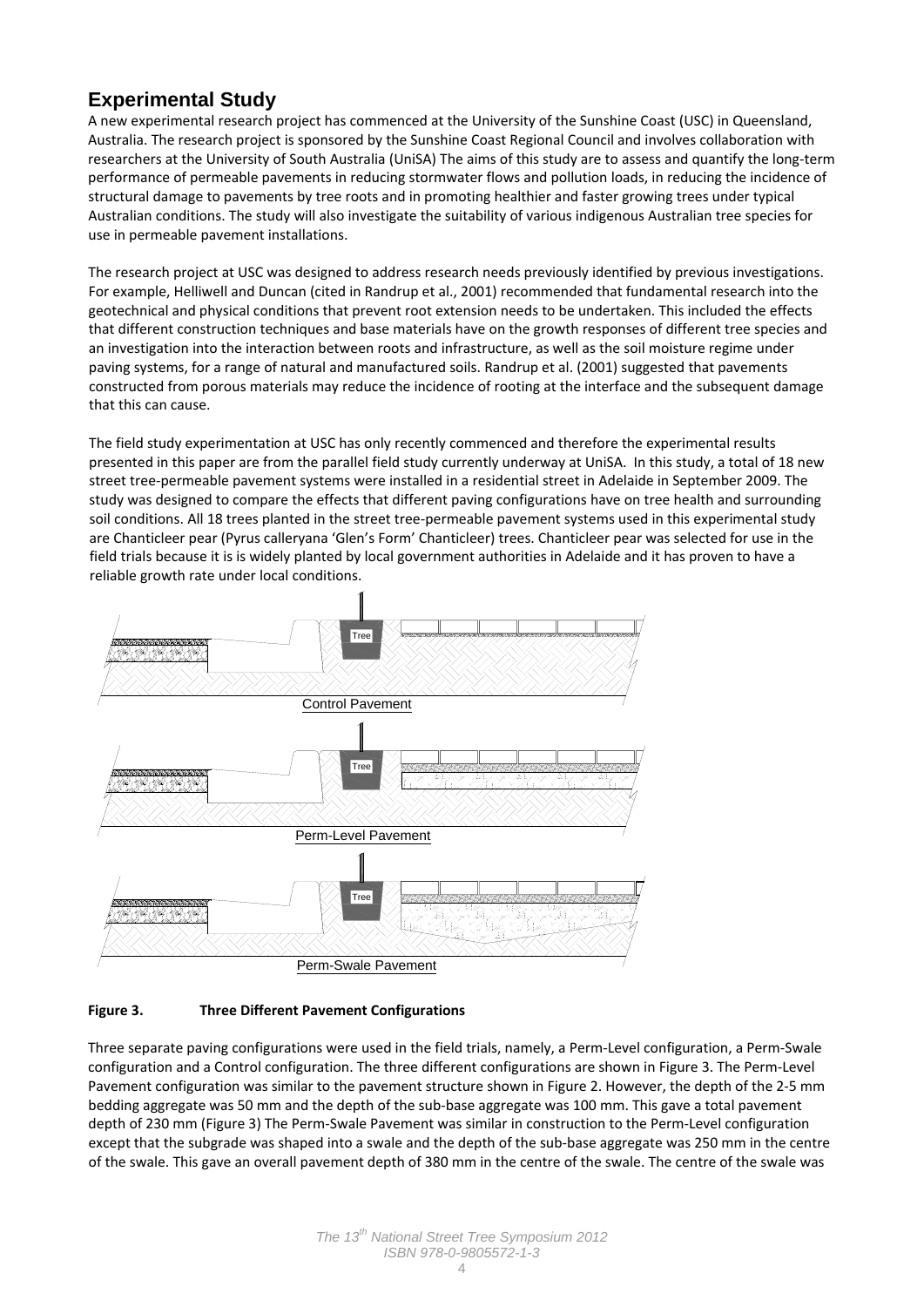## Experimental Study

A new experimental research project has commenced at the University of the Sunshine Coast (USC) in Queensland, Australia. The research project is sponsored by the Sunshine Coast Regional Council and involves collaboration with researchers at the University of South Australia (UniSA) The aims of this study are to assess and quantify the long-term performance of permeable pavements in reducing stormwater flows and pollution loads, in reducing the incidence of structural damage to pavements by tree roots and in promoting healthier and faster growing trees under typical Australian conditions. The study will also investigate the suitability of various indigenous Australian tree species for use in permeable pavement installations.

The research project at USC was designed to address research needs previously identified by previous investigations. For example, Helliwell and Duncan (cited in Randrup et al., 2001) recommended that fundamental research into the geotechnical and physical conditions that prevent root extension needs to be undertaken. This included the effects that different construction techniques and base materials have on the growth responses of different tree species and an investigation into the interaction between roots and infrastructure, as well as the soil moisture regime under paving systems, for a range of natural and manufactured soils. Randrup et al. (2001) suggested that pavements constructed from porous materials may reduce the incidence of rooting at the interface and the subsequent damage that this can cause.

The field study experimentation at USC has only recently commenced and therefore the experimental results presented in this paper are from the parallel field study currently underway at UniSA. In this study, a total of 18 new street tree-permeable pavement systems were installed in a residential street in Adelaide in September 2009. The study was designed to compare the effects that different paving configurations have on tree health and surrounding soil conditions. All 18 trees planted in the street tree-permeable pavement systems used in this experimental study are Chanticleer pear (Pyrus calleryana 'Glen's Form' Chanticleer) trees. Chanticleer pear was selected for use in the field trials because it is is widely planted by local government authorities in Adelaide and it has proven to have a reliable growth rate under local conditions.

Tree

Control Pavement

Tree

Perm-Level Pavement

Tree

Perm-Swale Pavement

**Figure 3. Three Different Pavement Configurations**

Three separate paving configurations were used in the field trials, namely, a Perm-Level configuration, a Perm-Swale configuration and a Control configuration. The three different configurations are shown in Figure 3. The Perm-Level Pavement configuration was similar to the pavement structure shown in Figure 2. However, the depth of the 2-5 mm bedding aggregate was 50 mm and the depth of the sub-base aggregate was 100 mm. This gave a total pavement depth of 230 mm (Figure 3) The Perm-Swale Pavement was similar in construction to the Perm-Level configuration except that the subgrade was shaped into a swale and the depth of the sub-base aggregate was 250 mm in the centre of the swale. This gave an overall pavement depth of 380 mm in the centre of the swale. The centre of the swale was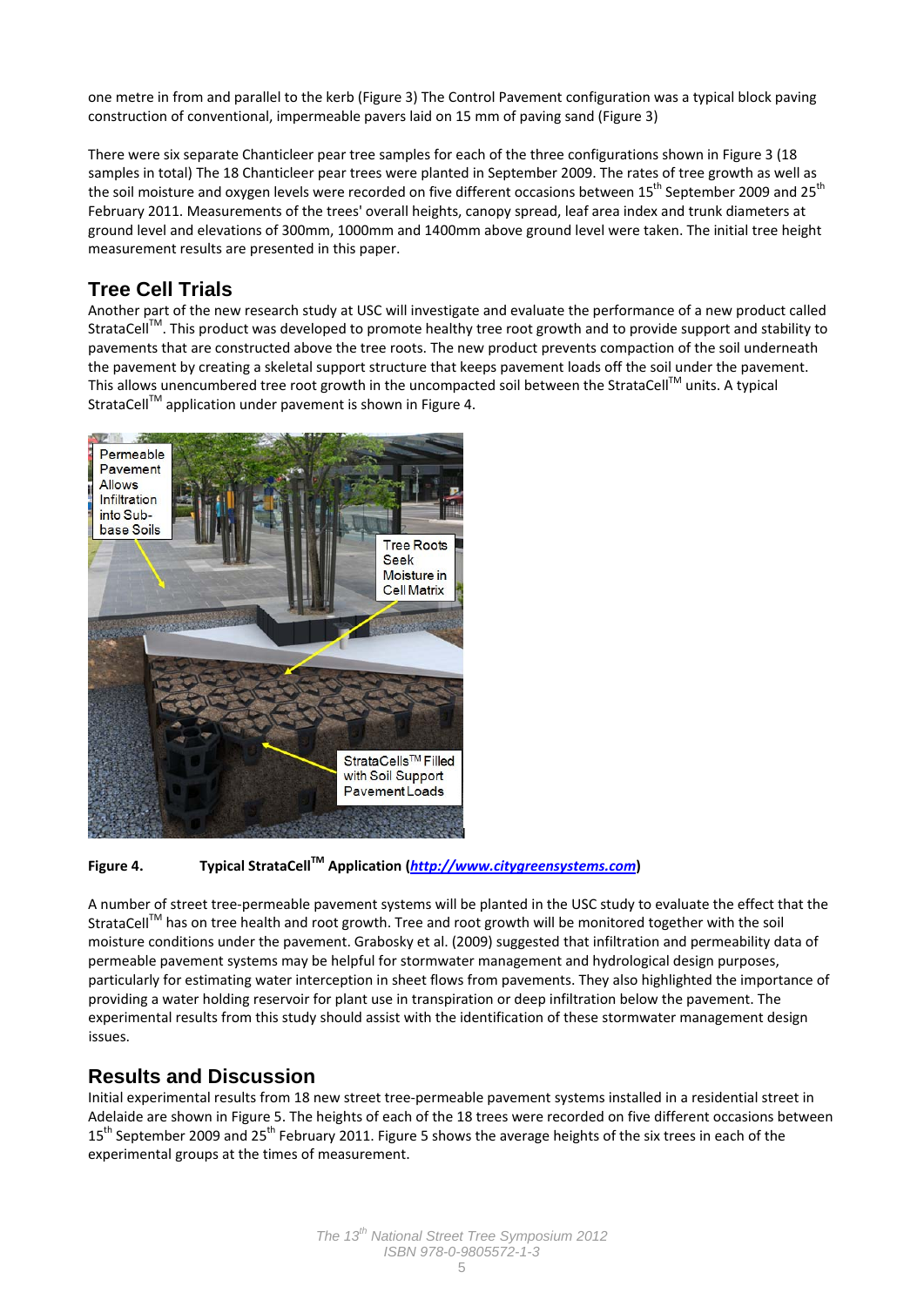one metre in from and parallel to the kerb (Figure 3) The Control Pavement configuration was a typical block paving construction of conventional, impermeable pavers laid on 15 mm of paving sand (Figure 3)

There were six separate Chanticleer pear tree samples for each of the three configurations shown in Figure 3 (18 samples in total) The 18 Chanticleer pear trees were planted in September 2009. The rates of tree growth as well as the soil moisture and oxygen levels were recorded on five different occasions between 15th September 2009 and 25th February 2011. Measurements of the trees' overall heights, canopy spread, leaf area index and trunk diameters at ground level and elevations of 300mm, 1000mm and 1400mm above ground level were taken. The initial tree height measurement results are presented in this paper.

## Tree Cell Trials

Another part of the new research study at USC will investigate and evaluate the performance of a new product called StrataCell™. This product was developed to promote healthy tree root growth and to provide support and stability to pavements that are constructed above the tree roots. The new product prevents compaction of the soil underneath the pavement by creating a skeletal support structure that keeps pavement loads off the soil under the pavement. This allows unencumbered tree root growth in the uncompacted soil between the StrataCell™ units. A typical StrataCell™ application under pavement is shown in Figure 4.

**Figure 4. Typical StrataCell™ Application (*http://www.citygreensystems.com*)**

A number of street tree-permeable pavement systems will be planted in the USC study to evaluate the effect that the StrataCell™ has on tree health and root growth. Tree and root growth will be monitored together with the soil moisture conditions under the pavement. Grabosky et al. (2009) suggested that infiltration and permeability data of permeable pavement systems may be helpful for stormwater management and hydrological design purposes, particularly for estimating water interception in sheet flows from pavements. They also highlighted the importance of providing a water holding reservoir for plant use in transpiration or deep infiltration below the pavement. The experimental results from this study should assist with the identification of these stormwater management design issues.

## Results and Discussion

Initial experimental results from 18 new street tree-permeable pavement systems installed in a residential street in Adelaide are shown in Figure 5. The heights of each of the 18 trees were recorded on five different occasions between 15th September 2009 and 25th February 2011. Figure 5 shows the average heights of the six trees in each of the experimental groups at the times of measurement.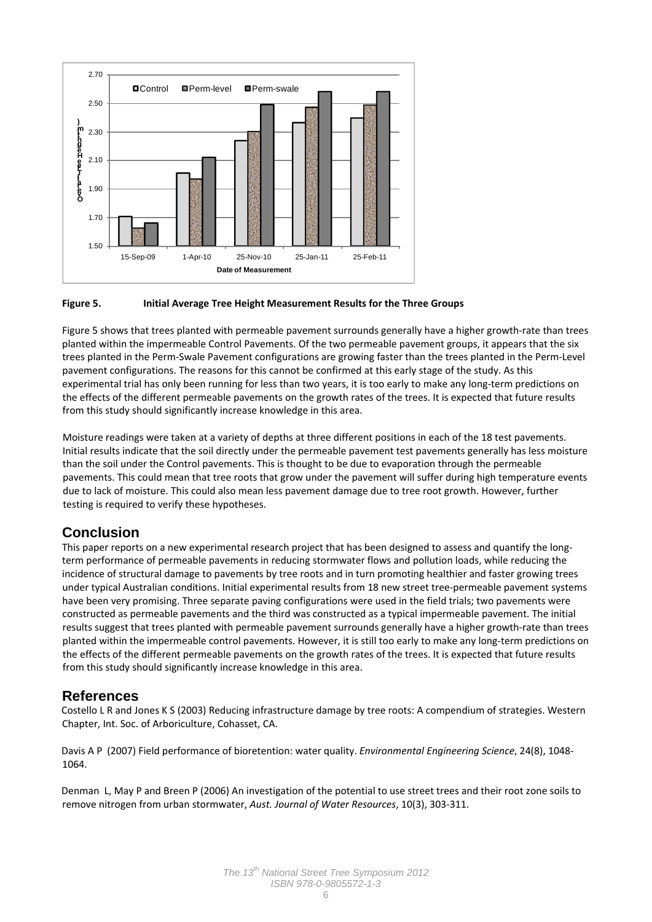**Figure 5. Initial Average Tree Height Measurement Results for the Three Groups**

Figure 5 shows that trees planted with permeable pavement surrounds generally have a higher growth-rate than trees planted within the impermeable Control Pavements. Of the two permeable pavement groups, it appears that the six trees planted in the Perm-Swale Pavement configurations are growing faster than the trees planted in the Perm-Level pavement configurations. The reasons for this cannot be confirmed at this early stage of the study. As this experimental trial has only been running for less than two years, it is too early to make any long-term predictions on the effects of the different permeable pavements on the growth rates of the trees. It is expected that future results from this study should significantly increase knowledge in this area.

Moisture readings were taken at a variety of depths at three different positions in each of the 18 test pavements. Initial results indicate that the soil directly under the permeable pavement test pavements generally has less moisture than the soil under the Control pavements. This is thought to be due to evaporation through the permeable pavements. This could mean that tree roots that grow under the pavement will suffer during high temperature events due to lack of moisture. This could also mean less pavement damage due to tree root growth. However, further testing is required to verify these hypotheses.

## Conclusion

This paper reports on a new experimental research project that has been designed to assess and quantify the long-term performance of permeable pavements in reducing stormwater flows and pollution loads, while reducing the incidence of structural damage to pavements by tree roots and in turn promoting healthier and faster growing trees under typical Australian conditions. Initial experimental results from 18 new street tree-permeable pavement systems have been very promising. Three separate paving configurations were used in the field trials; two pavements were constructed as permeable pavements and the third was constructed as a typical impermeable pavement. The initial results suggest that trees planted with permeable pavement surrounds generally have a higher growth-rate than trees planted within the impermeable control pavements. However, it is still too early to make any long-term predictions on the effects of the different permeable pavements on the growth rates of the trees. It is expected that future results from this study should significantly increase knowledge in this area.

## References

Costello L R and Jones K S (2003) Reducing infrastructure damage by tree roots: A compendium of strategies. Western Chapter, Int. Soc. of Arboriculture, Cohasset, CA.

Davis A P (2007) Field performance of bioretention: water quality. *Environmental Engineering Science*, 24(8), 1048-1064.

Denman L, May P and Breen P (2006) An investigation of the potential to use street trees and their root zone soils to remove nitrogen from urban stormwater, *Aust. Journal of Water Resources*, 10(3), 303-311.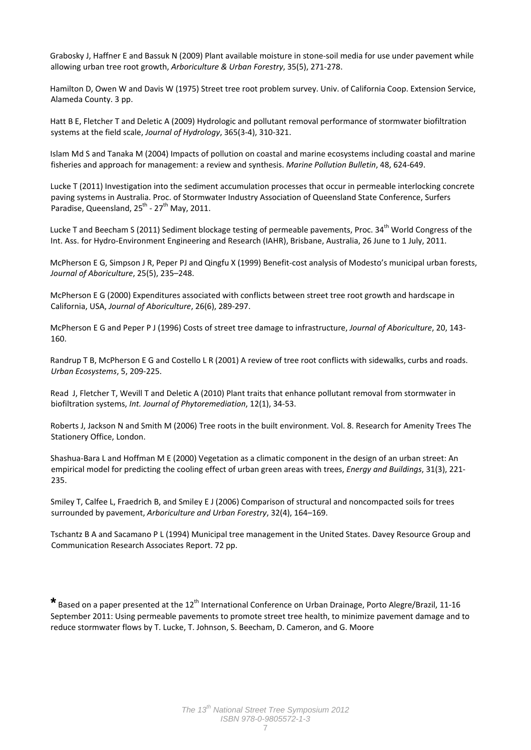Grabosky J, Haffner E and Bassuk N (2009) Plant available moisture in stone-soil media for use under pavement while allowing urban tree root growth, *Arboriculture & Urban Forestry*, 35(5), 271-278.

Hamilton D, Owen W and Davis W (1975) Street tree root problem survey. Univ. of California Coop. Extension Service, Alameda County. 3 pp.

Hatt B E, Fletcher T and Deletic A (2009) Hydrologic and pollutant removal performance of stormwater biofiltration systems at the field scale, *Journal of Hydrology*, 365(3-4), 310-321.

Islam Md S and Tanaka M (2004) Impacts of pollution on coastal and marine ecosystems including coastal and marine fisheries and approach for management: a review and synthesis. *Marine Pollution Bulletin*, 48, 624-649.

Lucke T (2011) Investigation into the sediment accumulation processes that occur in permeable interlocking concrete paving systems in Australia. Proc. of Stormwater Industry Association of Queensland State Conference, Surfers Paradise, Queensland, 25th - 27th May, 2011.

Lucke T and Beecham S (2011) Sediment blockage testing of permeable pavements, Proc. 34th World Congress of the Int. Ass. for Hydro-Environment Engineering and Research (IAHR), Brisbane, Australia, 26 June to 1 July, 2011.

McPherson E G, Simpson J R, Peper PJ and Qingfu X (1999) Benefit-cost analysis of Modesto's municipal urban forests, *Journal of Aboriculture*, 25(5), 235–248.

McPherson E G (2000) Expenditures associated with conflicts between street tree root growth and hardscape in California, USA, *Journal of Aboriculture*, 26(6), 289-297.

McPherson E G and Peper P J (1996) Costs of street tree damage to infrastructure, *Journal of Aboriculture*, 20, 143-160.

Randrup T B, McPherson E G and Costello L R (2001) A review of tree root conflicts with sidewalks, curbs and roads. *Urban Ecosystems*, 5, 209-225.

Read J, Fletcher T, Wevill T and Deletic A (2010) Plant traits that enhance pollutant removal from stormwater in biofiltration systems, *Int. Journal of Phytoremediation*, 12(1), 34-53.

Roberts J, Jackson N and Smith M (2006) Tree roots in the built environment. Vol. 8. Research for Amenity Trees The Stationery Office, London.

Shashua-Bara L and Hoffman M E (2000) Vegetation as a climatic component in the design of an urban street: An empirical model for predicting the cooling effect of urban green areas with trees, *Energy and Buildings*, 31(3), 221-235.

Smiley T, Calfee L, Fraedrich B, and Smiley E J (2006) Comparison of structural and noncompacted soils for trees surrounded by pavement, *Arboriculture and Urban Forestry*, 32(4), 164–169.

Tschantz B A and Sacamano P L (1994) Municipal tree management in the United States. Davey Resource Group and Communication Research Associates Report. 72 pp.

**\*** Based on a paper presented at the 12th International Conference on Urban Drainage, Porto Alegre/Brazil, 11-16 September 2011: Using permeable pavements to promote street tree health, to minimize pavement damage and to reduce stormwater flows by T. Lucke, T. Johnson, S. Beecham, D. Cameron, and G. Moore